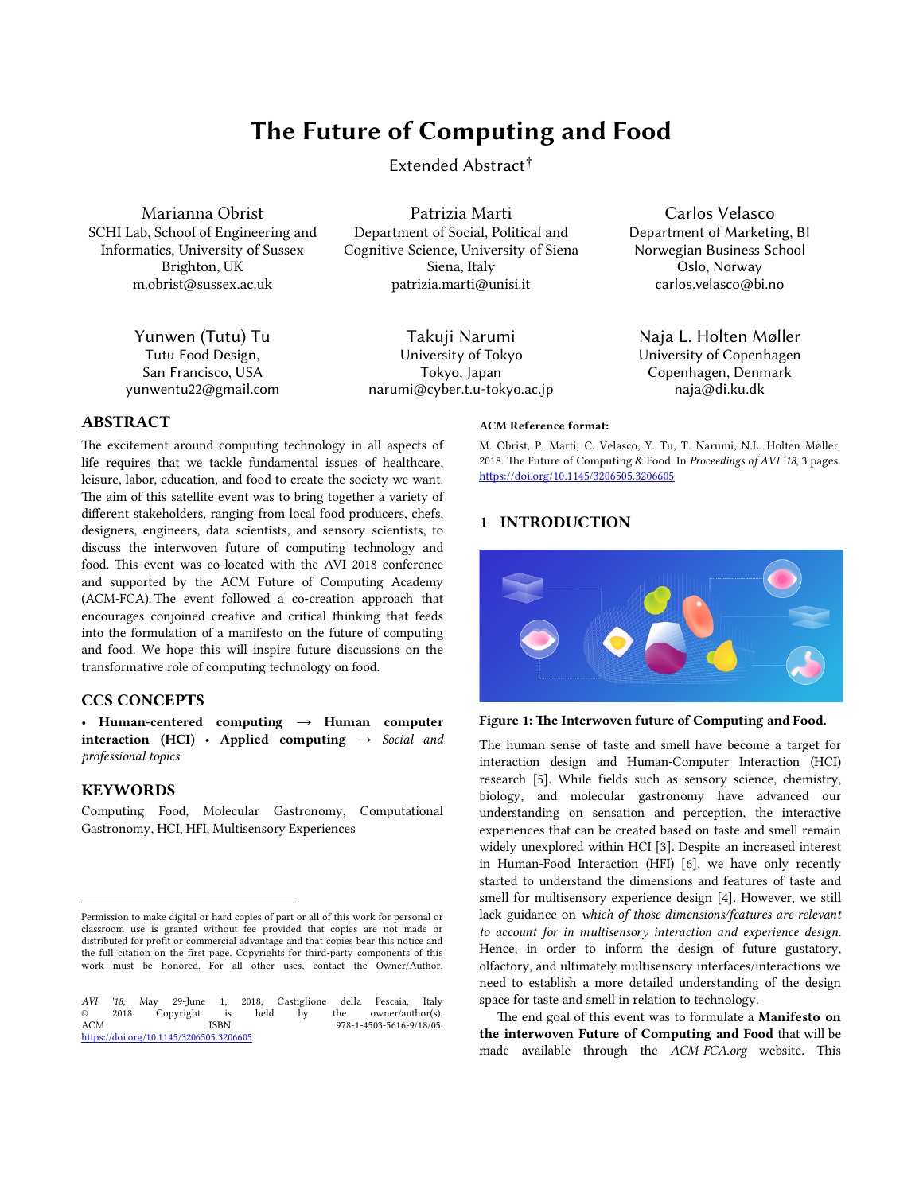# The Future of Computing and Food

Extended Abstract[†]

Marianna Obrist
SCHI Lab, School of Engineering and Informatics, University of Sussex
Brighton, UK
m.obrist@sussex.ac.uk

Patrizia Marti
Department of Social, Political and Cognitive Science, University of Siena
Siena, Italy
patrizia.marti@unisi.it

Carlos Velasco
Department of Marketing, BI Norwegian Business School
Oslo, Norway
carlos.velasco@bi.no

Yunwen (Tutu) Tu
Tutu Food Design,
San Francisco, USA
yunwentu22@gmail.com

Takuji Narumi
University of Tokyo
Tokyo, Japan
narumi@cyber.t.u-tokyo.ac.jp

Naja L. Holten Møller
University of Copenhagen
Copenhagen, Denmark
naja@di.ku.dk

## ABSTRACT

The excitement around computing technology in all aspects of life requires that we tackle fundamental issues of healthcare, leisure, labor, education, and food to create the society we want. The aim of this satellite event was to bring together a variety of different stakeholders, ranging from local food producers, chefs, designers, engineers, data scientists, and sensory scientists, to discuss the interwoven future of computing technology and food. This event was co-located with the AVI 2018 conference and supported by the ACM Future of Computing Academy (ACM-FCA). The event followed a co-creation approach that encourages conjoined creative and critical thinking that feeds into the formulation of a manifesto on the future of computing and food. We hope this will inspire future discussions on the transformative role of computing technology on food.

## CCS CONCEPTS

• **Human-centered computing** → **Human computer interaction (HCI)** • **Applied computing** → *Social and professional topics*

## KEYWORDS

Computing Food, Molecular Gastronomy, Computational Gastronomy, HCI, HFI, Multisensory Experiences

Permission to make digital or hard copies of part or all of this work for personal or classroom use is granted without fee provided that copies are not made or distributed for profit or commercial advantage and that copies bear this notice and the full citation on the first page. Copyrights for third-party components of this work must be honored. For all other uses, contact the Owner/Author.

*AVI '18*, May 29-June 1, 2018, Castiglione della Pescaia, Italy
© 2018 Copyright is held by the owner/author(s).
ACM ISBN 978-1-4503-5616-9/18/05.
https://doi.org/10.1145/3206505.3206605

**ACM Reference format:**

M. Obrist, P. Marti, C. Velasco, Y. Tu, T. Narumi, N.L. Holten Møller. 2018. The Future of Computing & Food. In *Proceedings of AVI '18*, 3 pages. https://doi.org/10.1145/3206505.3206605

## 1 INTRODUCTION

**Figure 1: The Interwoven future of Computing and Food.**

The human sense of taste and smell have become a target for interaction design and Human-Computer Interaction (HCI) research [5]. While fields such as sensory science, chemistry, biology, and molecular gastronomy have advanced our understanding on sensation and perception, the interactive experiences that can be created based on taste and smell remain widely unexplored within HCI [3]. Despite an increased interest in Human-Food Interaction (HFI) [6], we have only recently started to understand the dimensions and features of taste and smell for multisensory experience design [4]. However, we still lack guidance on *which of those dimensions/features are relevant to account for in multisensory interaction and experience design.* Hence, in order to inform the design of future gustatory, olfactory, and ultimately multisensory interfaces/interactions we need to establish a more detailed understanding of the design space for taste and smell in relation to technology.

The end goal of this event was to formulate a **Manifesto on the interwoven Future of Computing and Food** that will be made available through the *ACM-FCA.org* website. This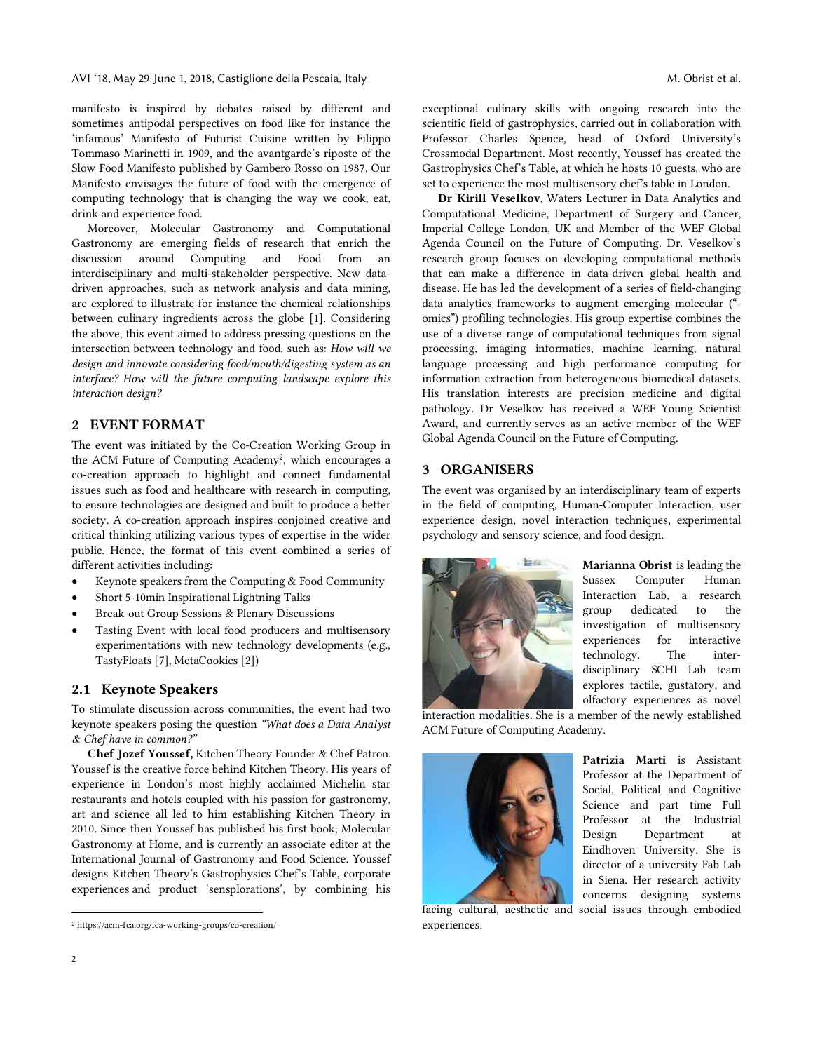manifesto is inspired by debates raised by different and sometimes antipodal perspectives on food like for instance the 'infamous' Manifesto of Futurist Cuisine written by Filippo Tommaso Marinetti in 1909, and the avantgarde's riposte of the Slow Food Manifesto published by Gambero Rosso on 1987. Our Manifesto envisages the future of food with the emergence of computing technology that is changing the way we cook, eat, drink and experience food.

Moreover, Molecular Gastronomy and Computational Gastronomy are emerging fields of research that enrich the discussion around Computing and Food from an interdisciplinary and multi-stakeholder perspective. New data-driven approaches, such as network analysis and data mining, are explored to illustrate for instance the chemical relationships between culinary ingredients across the globe [1]. Considering the above, this event aimed to address pressing questions on the intersection between technology and food, such as: *How will we design and innovate considering food/mouth/digesting system as an interface? How will the future computing landscape explore this interaction design?*

## 2 EVENT FORMAT

The event was initiated by the Co-Creation Working Group in the ACM Future of Computing Academy[2], which encourages a co-creation approach to highlight and connect fundamental issues such as food and healthcare with research in computing, to ensure technologies are designed and built to produce a better society. A co-creation approach inspires conjoined creative and critical thinking utilizing various types of expertise in the wider public. Hence, the format of this event combined a series of different activities including:

- Keynote speakers from the Computing & Food Community
- Short 5-10min Inspirational Lightning Talks
- Break-out Group Sessions & Plenary Discussions
- Tasting Event with local food producers and multisensory experimentations with new technology developments (e.g., TastyFloats [7], MetaCookies [2])

### 2.1 Keynote Speakers

To stimulate discussion across communities, the event had two keynote speakers posing the question *"What does a Data Analyst & Chef have in common?"*

**Chef Jozef Youssef,** Kitchen Theory Founder & Chef Patron. Youssef is the creative force behind Kitchen Theory. His years of experience in London's most highly acclaimed Michelin star restaurants and hotels coupled with his passion for gastronomy, art and science all led to him establishing Kitchen Theory in 2010. Since then Youssef has published his first book; Molecular Gastronomy at Home, and is currently an associate editor at the International Journal of Gastronomy and Food Science. Youssef designs Kitchen Theory's Gastrophysics Chef's Table, corporate experiences and product 'sensplorations', by combining his exceptional culinary skills with ongoing research into the scientific field of gastrophysics, carried out in collaboration with Professor Charles Spence, head of Oxford University's Crossmodal Department. Most recently, Youssef has created the Gastrophysics Chef's Table, at which he hosts 10 guests, who are set to experience the most multisensory chef's table in London.

**Dr Kirill Veselkov**, Waters Lecturer in Data Analytics and Computational Medicine, Department of Surgery and Cancer, Imperial College London, UK and Member of the WEF Global Agenda Council on the Future of Computing. Dr. Veselkov's research group focuses on developing computational methods that can make a difference in data-driven global health and disease. He has led the development of a series of field-changing data analytics frameworks to augment emerging molecular ("-omics") profiling technologies. His group expertise combines the use of a diverse range of computational techniques from signal processing, imaging informatics, machine learning, natural language processing and high performance computing for information extraction from heterogeneous biomedical datasets. His translation interests are precision medicine and digital pathology. Dr Veselkov has received a WEF Young Scientist Award, and currently serves as an active member of the WEF Global Agenda Council on the Future of Computing.

## 3 ORGANISERS

The event was organised by an interdisciplinary team of experts in the field of computing, Human-Computer Interaction, user experience design, novel interaction techniques, experimental psychology and sensory science, and food design.

**Marianna Obrist** is leading the Sussex Computer Human Interaction Lab, a research group dedicated to the investigation of multisensory experiences for interactive technology. The inter-disciplinary SCHI Lab team explores tactile, gustatory, and olfactory experiences as novel interaction modalities. She is a member of the newly established ACM Future of Computing Academy.

**Patrizia Marti** is Assistant Professor at the Department of Social, Political and Cognitive Science and part time Full Professor at the Industrial Design Department at Eindhoven University. She is director of a university Fab Lab in Siena. Her research activity concerns designing systems facing cultural, aesthetic and social issues through embodied experiences.

[2] https://acm-fca.org/fca-working-groups/co-creation/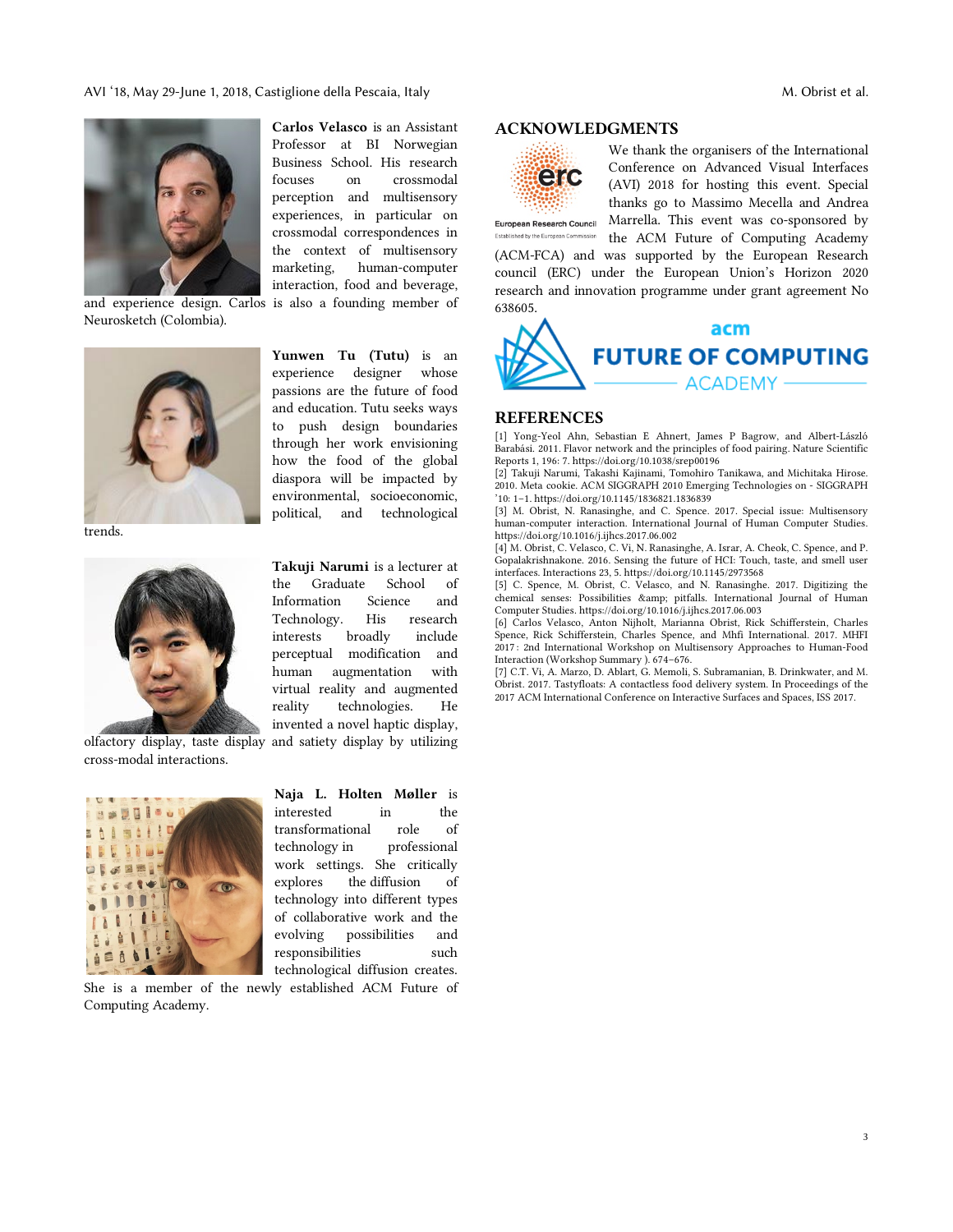**Carlos Velasco** is an Assistant Professor at BI Norwegian Business School. His research focuses on crossmodal perception and multisensory experiences, in particular on crossmodal correspondences in the context of multisensory marketing, human-computer interaction, food and beverage, and experience design. Carlos is also a founding member of Neurosketch (Colombia).

**Yunwen Tu (Tutu)** is an experience designer whose passions are the future of food and education. Tutu seeks ways to push design boundaries through her work envisioning how the food of the global diaspora will be impacted by environmental, socioeconomic, political, and technological trends.

**Takuji Narumi** is a lecturer at the Graduate School of Information Science and Technology. His research interests broadly include perceptual modification and human augmentation with virtual reality and augmented reality technologies. He invented a novel haptic display, olfactory display, taste display and satiety display by utilizing cross-modal interactions.

**Naja L. Holten Møller** is interested in the transformational role of technology in professional work settings. She critically explores the diffusion of technology into different types of collaborative work and the evolving possibilities and responsibilities such technological diffusion creates. She is a member of the newly established ACM Future of Computing Academy.

## ACKNOWLEDGMENTS

We thank the organisers of the International Conference on Advanced Visual Interfaces (AVI) 2018 for hosting this event. Special thanks go to Massimo Mecella and Andrea Marrella. This event was co-sponsored by the ACM Future of Computing Academy (ACM-FCA) and was supported by the European Research council (ERC) under the European Union's Horizon 2020 research and innovation programme under grant agreement No 638605.

## REFERENCES

[1] Yong-Yeol Ahn, Sebastian E Ahnert, James P Bagrow, and Albert-László Barabási. 2011. Flavor network and the principles of food pairing. Nature Scientific Reports 1, 196: 7. https://doi.org/10.1038/srep00196

[2] Takuji Narumi, Takashi Kajinami, Tomohiro Tanikawa, and Michitaka Hirose. 2010. Meta cookie. ACM SIGGRAPH 2010 Emerging Technologies on - SIGGRAPH '10: 1–1. https://doi.org/10.1145/1836821.1836839

[3] M. Obrist, N. Ranasinghe, and C. Spence. 2017. Special issue: Multisensory human-computer interaction. International Journal of Human Computer Studies. https://doi.org/10.1016/j.ijhcs.2017.06.002

[4] M. Obrist, C. Velasco, C. Vi, N. Ranasinghe, A. Israr, A. Cheok, C. Spence, and P. Gopalakrishnakone. 2016. Sensing the future of HCI: Touch, taste, and smell user interfaces. Interactions 23, 5. https://doi.org/10.1145/2973568

[5] C. Spence, M. Obrist, C. Velasco, and N. Ranasinghe. 2017. Digitizing the chemical senses: Possibilities &amp; pitfalls. International Journal of Human Computer Studies. https://doi.org/10.1016/j.ijhcs.2017.06.003

[6] Carlos Velasco, Anton Nijholt, Marianna Obrist, Rick Schifferstein, Charles Spence, Rick Schifferstein, Charles Spence, and Mhfi International. 2017. MHFI 2017 : 2nd International Workshop on Multisensory Approaches to Human-Food Interaction (Workshop Summary ). 674–676.

[7] C.T. Vi, A. Marzo, D. Ablart, G. Memoli, S. Subramanian, B. Drinkwater, and M. Obrist. 2017. Tastyfloats: A contactless food delivery system. In Proceedings of the 2017 ACM International Conference on Interactive Surfaces and Spaces, ISS 2017.